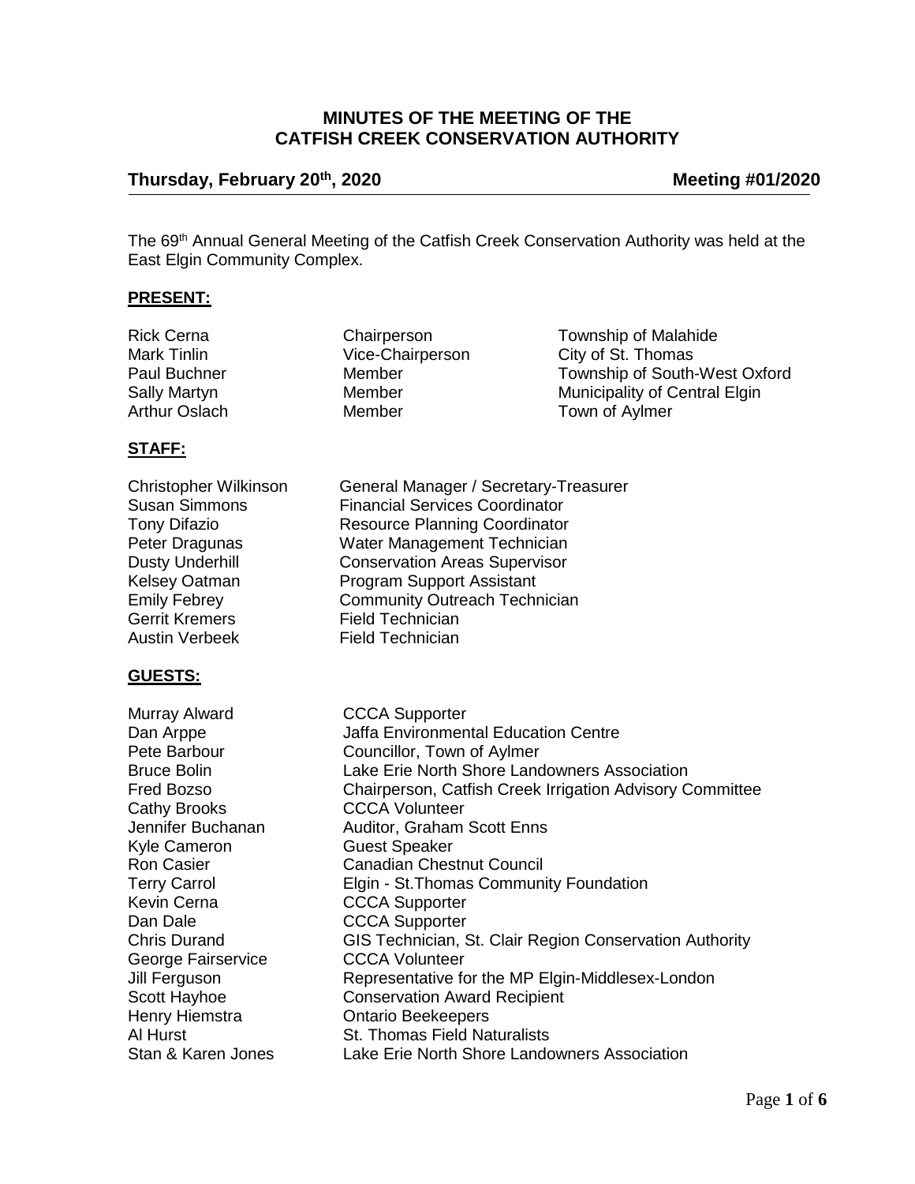# MINUTES OF THE MEETING OF THE CATFISH CREEK CONSERVATION AUTHORITY

**Thursday, February 20th, 2020** **Meeting #01/2020**

The 69th Annual General Meeting of the Catfish Creek Conservation Authority was held at the East Elgin Community Complex.

## PRESENT:

| | | |
|---|---|---|
| Rick Cerna | Chairperson | Township of Malahide |
| Mark Tinlin | Vice-Chairperson | City of St. Thomas |
| Paul Buchner | Member | Township of South-West Oxford |
| Sally Martyn | Member | Municipality of Central Elgin |
| Arthur Oslach | Member | Town of Aylmer |

## STAFF:

| | |
|---|---|
| Christopher Wilkinson | General Manager / Secretary-Treasurer |
| Susan Simmons | Financial Services Coordinator |
| Tony Difazio | Resource Planning Coordinator |
| Peter Dragunas | Water Management Technician |
| Dusty Underhill | Conservation Areas Supervisor |
| Kelsey Oatman | Program Support Assistant |
| Emily Febrey | Community Outreach Technician |
| Gerrit Kremers | Field Technician |
| Austin Verbeek | Field Technician |

## GUESTS:

| | |
|---|---|
| Murray Alward | CCCA Supporter |
| Dan Arppe | Jaffa Environmental Education Centre |
| Pete Barbour | Councillor, Town of Aylmer |
| Bruce Bolin | Lake Erie North Shore Landowners Association |
| Fred Bozso | Chairperson, Catfish Creek Irrigation Advisory Committee |
| Cathy Brooks | CCCA Volunteer |
| Jennifer Buchanan | Auditor, Graham Scott Enns |
| Kyle Cameron | Guest Speaker |
| Ron Casier | Canadian Chestnut Council |
| Terry Carrol | Elgin - St.Thomas Community Foundation |
| Kevin Cerna | CCCA Supporter |
| Dan Dale | CCCA Supporter |
| Chris Durand | GIS Technician, St. Clair Region Conservation Authority |
| George Fairservice | CCCA Volunteer |
| Jill Ferguson | Representative for the MP Elgin-Middlesex-London |
| Scott Hayhoe | Conservation Award Recipient |
| Henry Hiemstra | Ontario Beekeepers |
| Al Hurst | St. Thomas Field Naturalists |
| Stan & Karen Jones | Lake Erie North Shore Landowners Association |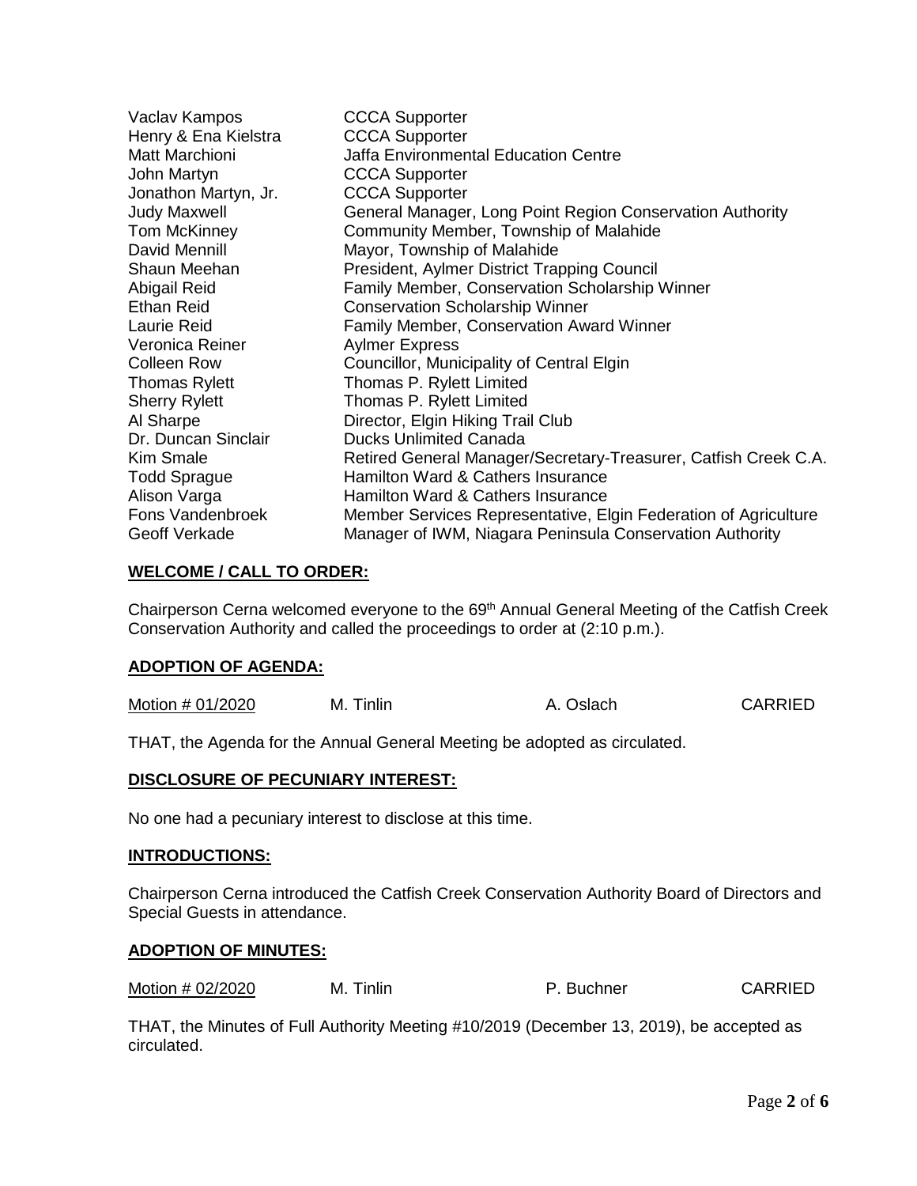| | |
|---|---|
| Vaclav Kampos | CCCA Supporter |
| Henry & Ena Kielstra | CCCA Supporter |
| Matt Marchioni | Jaffa Environmental Education Centre |
| John Martyn | CCCA Supporter |
| Jonathon Martyn, Jr. | CCCA Supporter |
| Judy Maxwell | General Manager, Long Point Region Conservation Authority |
| Tom McKinney | Community Member, Township of Malahide |
| David Mennill | Mayor, Township of Malahide |
| Shaun Meehan | President, Aylmer District Trapping Council |
| Abigail Reid | Family Member, Conservation Scholarship Winner |
| Ethan Reid | Conservation Scholarship Winner |
| Laurie Reid | Family Member, Conservation Award Winner |
| Veronica Reiner | Aylmer Express |
| Colleen Row | Councillor, Municipality of Central Elgin |
| Thomas Rylett | Thomas P. Rylett Limited |
| Sherry Rylett | Thomas P. Rylett Limited |
| Al Sharpe | Director, Elgin Hiking Trail Club |
| Dr. Duncan Sinclair | Ducks Unlimited Canada |
| Kim Smale | Retired General Manager/Secretary-Treasurer, Catfish Creek C.A. |
| Todd Sprague | Hamilton Ward & Cathers Insurance |
| Alison Varga | Hamilton Ward & Cathers Insurance |
| Fons Vandenbroek | Member Services Representative, Elgin Federation of Agriculture |
| Geoff Verkade | Manager of IWM, Niagara Peninsula Conservation Authority |

## WELCOME / CALL TO ORDER:

Chairperson Cerna welcomed everyone to the 69th Annual General Meeting of the Catfish Creek Conservation Authority and called the proceedings to order at (2:10 p.m.).

## ADOPTION OF AGENDA:

| | | | |
|---|---|---|---|
| Motion # 01/2020 | M. Tinlin | A. Oslach | CARRIED |

THAT, the Agenda for the Annual General Meeting be adopted as circulated.

## DISCLOSURE OF PECUNIARY INTEREST:

No one had a pecuniary interest to disclose at this time.

## INTRODUCTIONS:

Chairperson Cerna introduced the Catfish Creek Conservation Authority Board of Directors and Special Guests in attendance.

## ADOPTION OF MINUTES:

| | | | |
|---|---|---|---|
| Motion # 02/2020 | M. Tinlin | P. Buchner | CARRIED |

THAT, the Minutes of Full Authority Meeting #10/2019 (December 13, 2019), be accepted as circulated.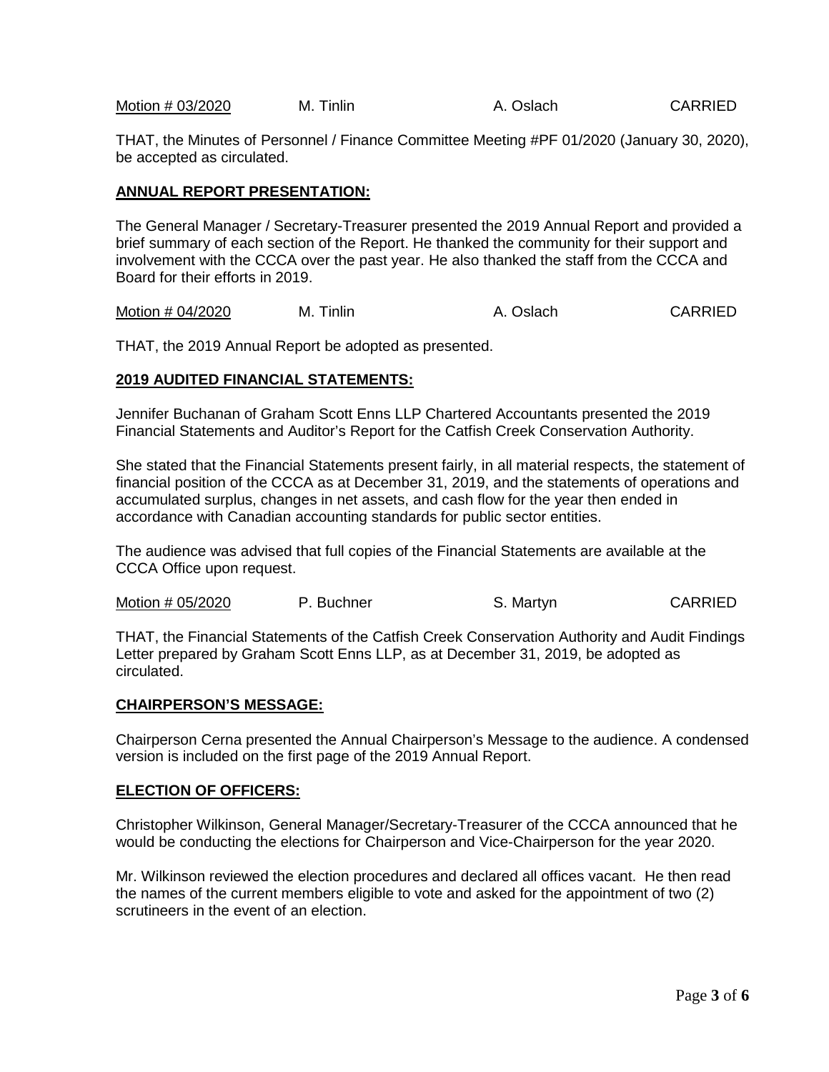Motion # 03/2020 M. Tinlin A. Oslach CARRIED

THAT, the Minutes of Personnel / Finance Committee Meeting #PF 01/2020 (January 30, 2020), be accepted as circulated.

## ANNUAL REPORT PRESENTATION:

The General Manager / Secretary-Treasurer presented the 2019 Annual Report and provided a brief summary of each section of the Report. He thanked the community for their support and involvement with the CCCA over the past year. He also thanked the staff from the CCCA and Board for their efforts in 2019.

Motion # 04/2020 M. Tinlin A. Oslach CARRIED

THAT, the 2019 Annual Report be adopted as presented.

## 2019 AUDITED FINANCIAL STATEMENTS:

Jennifer Buchanan of Graham Scott Enns LLP Chartered Accountants presented the 2019 Financial Statements and Auditor's Report for the Catfish Creek Conservation Authority.

She stated that the Financial Statements present fairly, in all material respects, the statement of financial position of the CCCA as at December 31, 2019, and the statements of operations and accumulated surplus, changes in net assets, and cash flow for the year then ended in accordance with Canadian accounting standards for public sector entities.

The audience was advised that full copies of the Financial Statements are available at the CCCA Office upon request.

Motion # 05/2020 P. Buchner S. Martyn CARRIED

THAT, the Financial Statements of the Catfish Creek Conservation Authority and Audit Findings Letter prepared by Graham Scott Enns LLP, as at December 31, 2019, be adopted as circulated.

## CHAIRPERSON'S MESSAGE:

Chairperson Cerna presented the Annual Chairperson's Message to the audience. A condensed version is included on the first page of the 2019 Annual Report.

## ELECTION OF OFFICERS:

Christopher Wilkinson, General Manager/Secretary-Treasurer of the CCCA announced that he would be conducting the elections for Chairperson and Vice-Chairperson for the year 2020.

Mr. Wilkinson reviewed the election procedures and declared all offices vacant. He then read the names of the current members eligible to vote and asked for the appointment of two (2) scrutineers in the event of an election.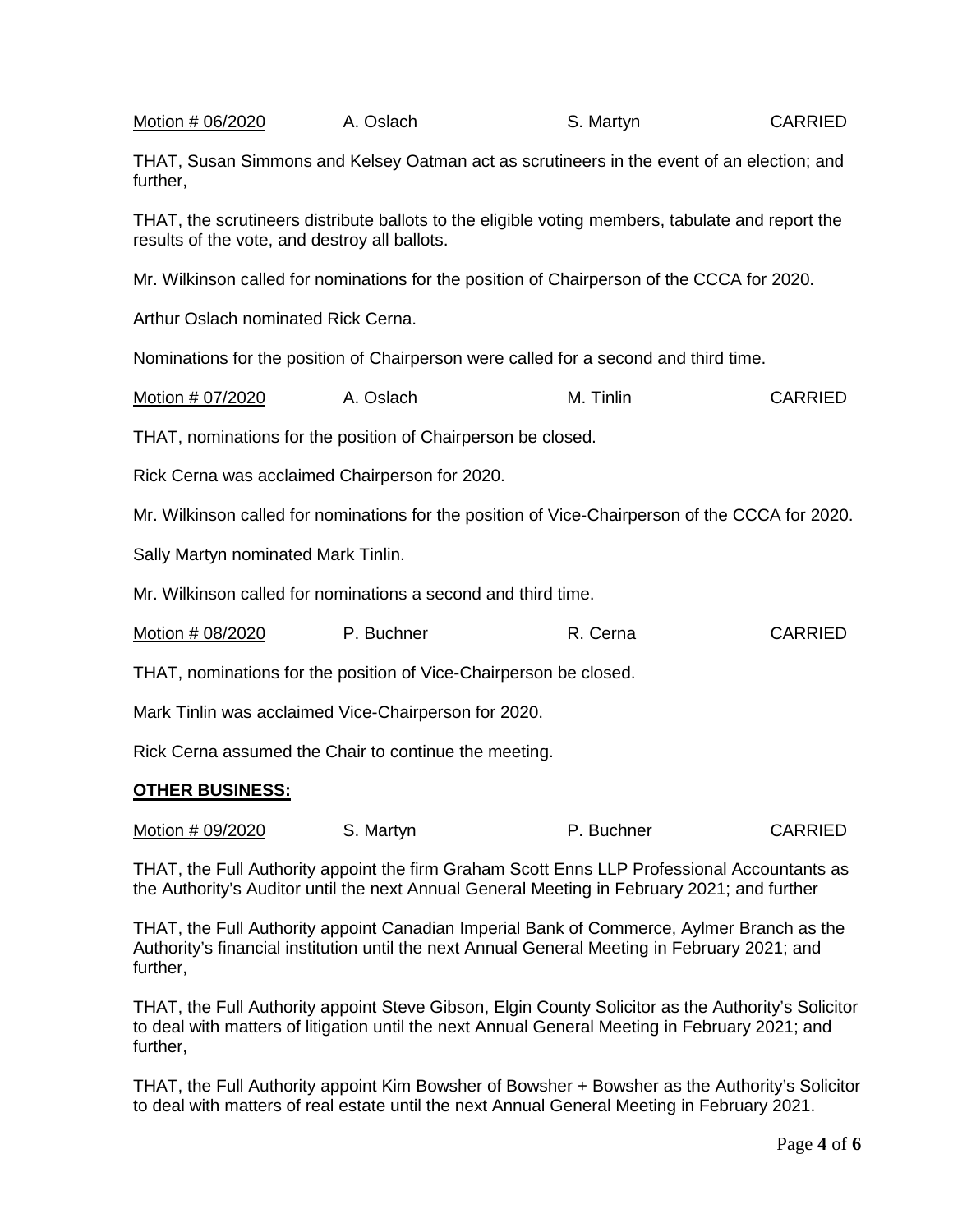Motion # 06/2020 A. Oslach S. Martyn CARRIED

THAT, Susan Simmons and Kelsey Oatman act as scrutineers in the event of an election; and further,

THAT, the scrutineers distribute ballots to the eligible voting members, tabulate and report the results of the vote, and destroy all ballots.

Mr. Wilkinson called for nominations for the position of Chairperson of the CCCA for 2020.

Arthur Oslach nominated Rick Cerna.

Nominations for the position of Chairperson were called for a second and third time.

Motion # 07/2020 A. Oslach M. Tinlin CARRIED

THAT, nominations for the position of Chairperson be closed.

Rick Cerna was acclaimed Chairperson for 2020.

Mr. Wilkinson called for nominations for the position of Vice-Chairperson of the CCCA for 2020.

Sally Martyn nominated Mark Tinlin.

Mr. Wilkinson called for nominations a second and third time.

Motion # 08/2020 P. Buchner R. Cerna CARRIED

THAT, nominations for the position of Vice-Chairperson be closed.

Mark Tinlin was acclaimed Vice-Chairperson for 2020.

Rick Cerna assumed the Chair to continue the meeting.

**OTHER BUSINESS:**

Motion # 09/2020 S. Martyn P. Buchner CARRIED

THAT, the Full Authority appoint the firm Graham Scott Enns LLP Professional Accountants as the Authority's Auditor until the next Annual General Meeting in February 2021; and further

THAT, the Full Authority appoint Canadian Imperial Bank of Commerce, Aylmer Branch as the Authority's financial institution until the next Annual General Meeting in February 2021; and further,

THAT, the Full Authority appoint Steve Gibson, Elgin County Solicitor as the Authority's Solicitor to deal with matters of litigation until the next Annual General Meeting in February 2021; and further,

THAT, the Full Authority appoint Kim Bowsher of Bowsher + Bowsher as the Authority's Solicitor to deal with matters of real estate until the next Annual General Meeting in February 2021.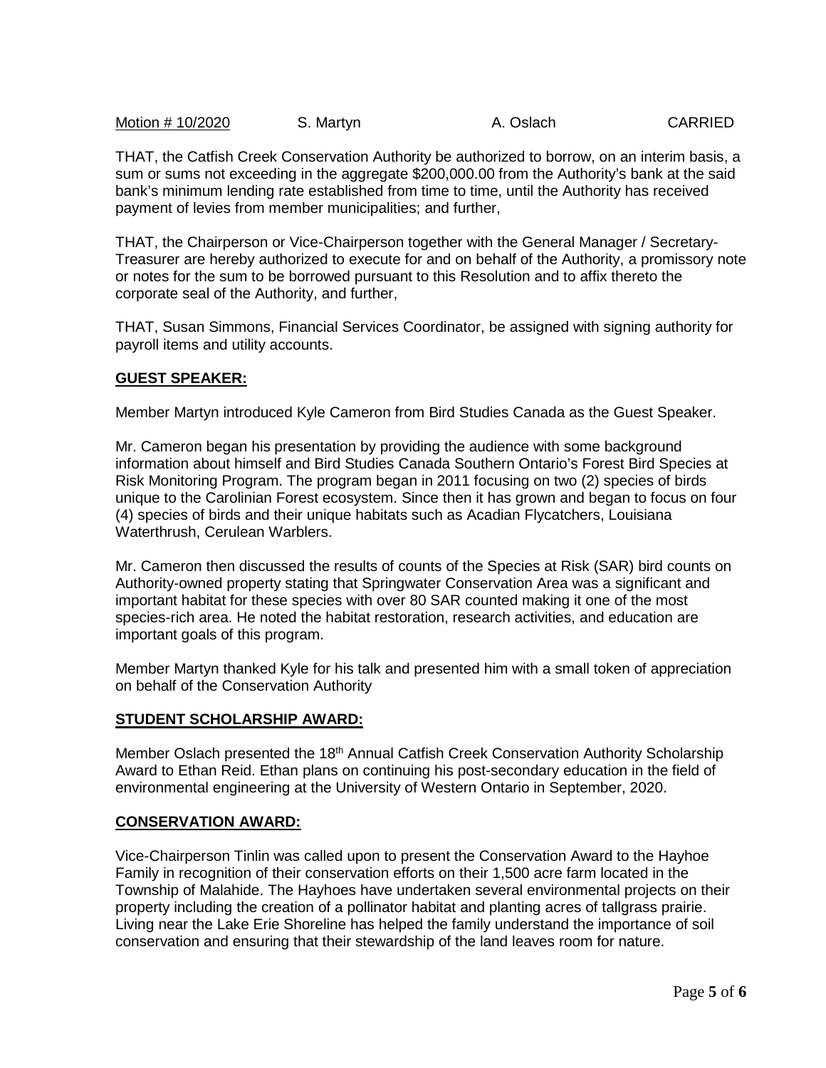Motion # 10/2020 S. Martyn A. Oslach CARRIED

THAT, the Catfish Creek Conservation Authority be authorized to borrow, on an interim basis, a sum or sums not exceeding in the aggregate $200,000.00 from the Authority's bank at the said bank's minimum lending rate established from time to time, until the Authority has received payment of levies from member municipalities; and further,

THAT, the Chairperson or Vice-Chairperson together with the General Manager / Secretary-Treasurer are hereby authorized to execute for and on behalf of the Authority, a promissory note or notes for the sum to be borrowed pursuant to this Resolution and to affix thereto the corporate seal of the Authority, and further,

THAT, Susan Simmons, Financial Services Coordinator, be assigned with signing authority for payroll items and utility accounts.

## GUEST SPEAKER:

Member Martyn introduced Kyle Cameron from Bird Studies Canada as the Guest Speaker.

Mr. Cameron began his presentation by providing the audience with some background information about himself and Bird Studies Canada Southern Ontario's Forest Bird Species at Risk Monitoring Program. The program began in 2011 focusing on two (2) species of birds unique to the Carolinian Forest ecosystem. Since then it has grown and began to focus on four (4) species of birds and their unique habitats such as Acadian Flycatchers, Louisiana Waterthrush, Cerulean Warblers.

Mr. Cameron then discussed the results of counts of the Species at Risk (SAR) bird counts on Authority-owned property stating that Springwater Conservation Area was a significant and important habitat for these species with over 80 SAR counted making it one of the most species-rich area. He noted the habitat restoration, research activities, and education are important goals of this program.

Member Martyn thanked Kyle for his talk and presented him with a small token of appreciation on behalf of the Conservation Authority

## STUDENT SCHOLARSHIP AWARD:

Member Oslach presented the 18th Annual Catfish Creek Conservation Authority Scholarship Award to Ethan Reid. Ethan plans on continuing his post-secondary education in the field of environmental engineering at the University of Western Ontario in September, 2020.

## CONSERVATION AWARD:

Vice-Chairperson Tinlin was called upon to present the Conservation Award to the Hayhoe Family in recognition of their conservation efforts on their 1,500 acre farm located in the Township of Malahide. The Hayhoes have undertaken several environmental projects on their property including the creation of a pollinator habitat and planting acres of tallgrass prairie. Living near the Lake Erie Shoreline has helped the family understand the importance of soil conservation and ensuring that their stewardship of the land leaves room for nature.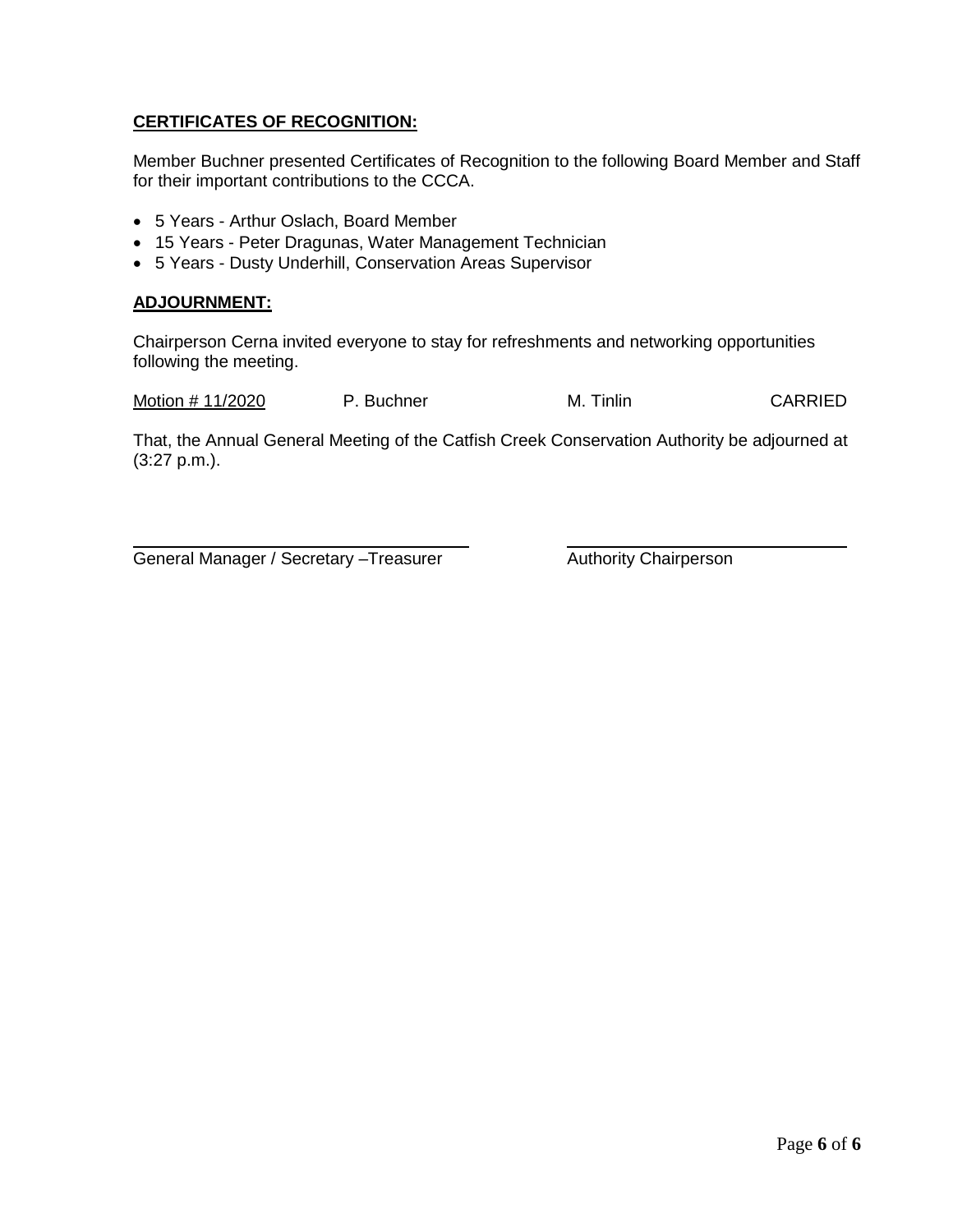**CERTIFICATES OF RECOGNITION:**

Member Buchner presented Certificates of Recognition to the following Board Member and Staff for their important contributions to the CCCA.

- 5 Years - Arthur Oslach, Board Member
- 15 Years - Peter Dragunas, Water Management Technician
- 5 Years - Dusty Underhill, Conservation Areas Supervisor

**ADJOURNMENT:**

Chairperson Cerna invited everyone to stay for refreshments and networking opportunities following the meeting.

| | | | |
|---|---|---|---|
| Motion # 11/2020 | P. Buchner | M. Tinlin | CARRIED |

That, the Annual General Meeting of the Catfish Creek Conservation Authority be adjourned at (3:27 p.m.).

General Manager / Secretary –Treasurer

Authority Chairperson